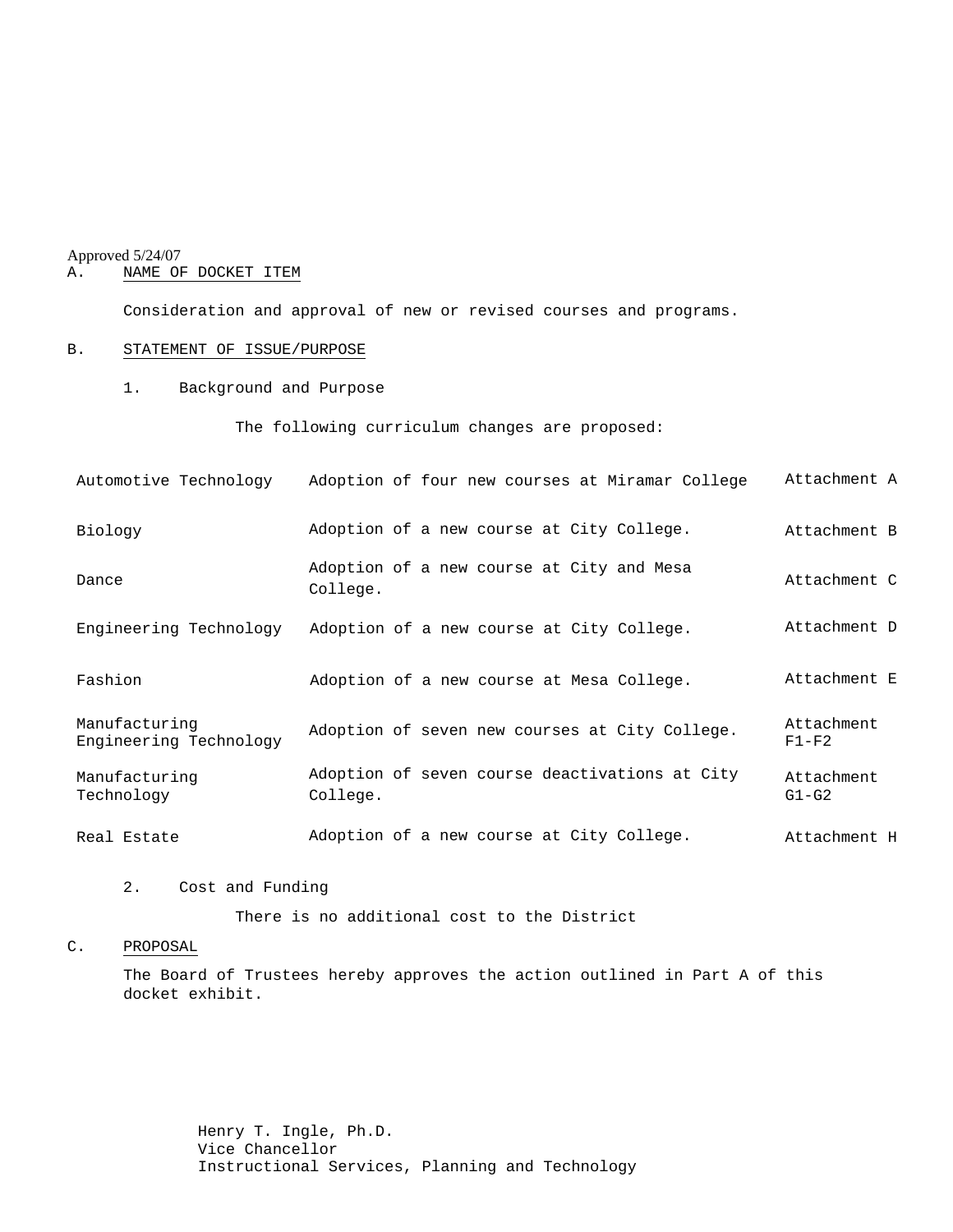Approved 5/24/07

A. NAME OF DOCKET ITEM

Consideration and approval of new or revised courses and programs.

B. STATEMENT OF ISSUE/PURPOSE

1. Background and Purpose

The following curriculum changes are proposed:

| | | |
|---|---|---|
| Automotive Technology | Adoption of four new courses at Miramar College | Attachment A |
| Biology | Adoption of a new course at City College. | Attachment B |
| Dance | Adoption of a new course at City and Mesa College. | Attachment C |
| Engineering Technology | Adoption of a new course at City College. | Attachment D |
| Fashion | Adoption of a new course at Mesa College. | Attachment E |
| Manufacturing Engineering Technology | Adoption of seven new courses at City College. | Attachment F1-F2 |
| Manufacturing Technology | Adoption of seven course deactivations at City College. | Attachment G1-G2 |
| Real Estate | Adoption of a new course at City College. | Attachment H |

2. Cost and Funding

There is no additional cost to the District

C. PROPOSAL

The Board of Trustees hereby approves the action outlined in Part A of this docket exhibit.

Henry T. Ingle, Ph.D.
Vice Chancellor
Instructional Services, Planning and Technology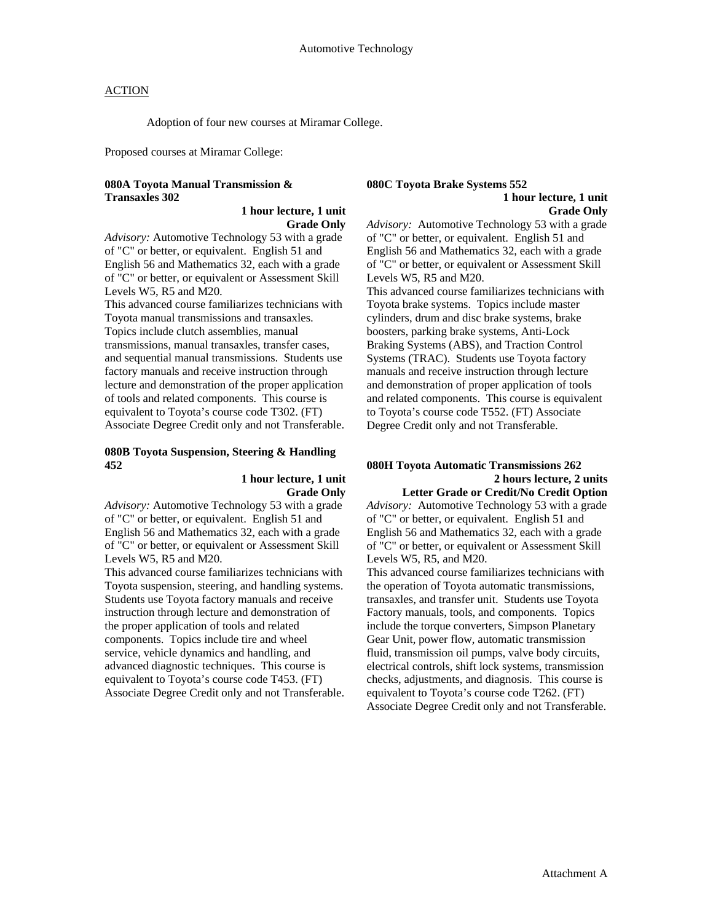Automotive Technology

ACTION

Adoption of four new courses at Miramar College.

Proposed courses at Miramar College:

**080A Toyota Manual Transmission & Transaxles 302**

**1 hour lecture, 1 unit**
**Grade Only**

*Advisory:* Automotive Technology 53 with a grade of "C" or better, or equivalent. English 51 and English 56 and Mathematics 32, each with a grade of "C" or better, or equivalent or Assessment Skill Levels W5, R5 and M20.

This advanced course familiarizes technicians with Toyota manual transmissions and transaxles. Topics include clutch assemblies, manual transmissions, manual transaxles, transfer cases, and sequential manual transmissions. Students use factory manuals and receive instruction through lecture and demonstration of the proper application of tools and related components. This course is equivalent to Toyota's course code T302. (FT) Associate Degree Credit only and not Transferable.

**080B Toyota Suspension, Steering & Handling 452**

**1 hour lecture, 1 unit**
**Grade Only**

*Advisory:* Automotive Technology 53 with a grade of "C" or better, or equivalent. English 51 and English 56 and Mathematics 32, each with a grade of "C" or better, or equivalent or Assessment Skill Levels W5, R5 and M20.

This advanced course familiarizes technicians with Toyota suspension, steering, and handling systems. Students use Toyota factory manuals and receive instruction through lecture and demonstration of the proper application of tools and related components. Topics include tire and wheel service, vehicle dynamics and handling, and advanced diagnostic techniques. This course is equivalent to Toyota's course code T453. (FT) Associate Degree Credit only and not Transferable.

**080C Toyota Brake Systems 552**

**1 hour lecture, 1 unit**
**Grade Only**

*Advisory:* Automotive Technology 53 with a grade of "C" or better, or equivalent. English 51 and English 56 and Mathematics 32, each with a grade of "C" or better, or equivalent or Assessment Skill Levels W5, R5 and M20.

This advanced course familiarizes technicians with Toyota brake systems. Topics include master cylinders, drum and disc brake systems, brake boosters, parking brake systems, Anti-Lock Braking Systems (ABS), and Traction Control Systems (TRAC). Students use Toyota factory manuals and receive instruction through lecture and demonstration of proper application of tools and related components. This course is equivalent to Toyota's course code T552. (FT) Associate Degree Credit only and not Transferable.

**080H Toyota Automatic Transmissions 262**

**2 hours lecture, 2 units**
**Letter Grade or Credit/No Credit Option**

*Advisory:* Automotive Technology 53 with a grade of "C" or better, or equivalent. English 51 and English 56 and Mathematics 32, each with a grade of "C" or better, or equivalent or Assessment Skill Levels W5, R5, and M20.

This advanced course familiarizes technicians with the operation of Toyota automatic transmissions, transaxles, and transfer unit. Students use Toyota Factory manuals, tools, and components. Topics include the torque converters, Simpson Planetary Gear Unit, power flow, automatic transmission fluid, transmission oil pumps, valve body circuits, electrical controls, shift lock systems, transmission checks, adjustments, and diagnosis. This course is equivalent to Toyota's course code T262. (FT) Associate Degree Credit only and not Transferable.

Attachment A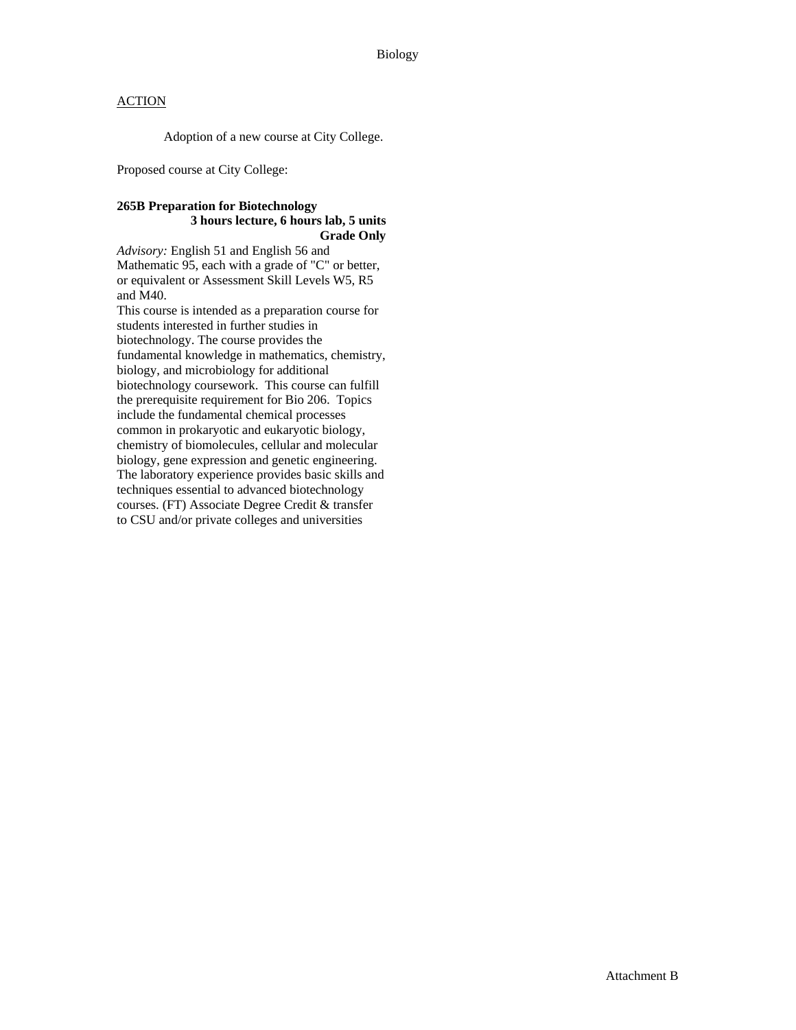## ACTION

Adoption of a new course at City College.

Proposed course at City College:

**265B Preparation for Biotechnology**
**3 hours lecture, 6 hours lab, 5 units**
**Grade Only**

*Advisory:* English 51 and English 56 and Mathematic 95, each with a grade of "C" or better, or equivalent or Assessment Skill Levels W5, R5 and M40.

This course is intended as a preparation course for students interested in further studies in biotechnology. The course provides the fundamental knowledge in mathematics, chemistry, biology, and microbiology for additional biotechnology coursework. This course can fulfill the prerequisite requirement for Bio 206. Topics include the fundamental chemical processes common in prokaryotic and eukaryotic biology, chemistry of biomolecules, cellular and molecular biology, gene expression and genetic engineering. The laboratory experience provides basic skills and techniques essential to advanced biotechnology courses. (FT) Associate Degree Credit & transfer to CSU and/or private colleges and universities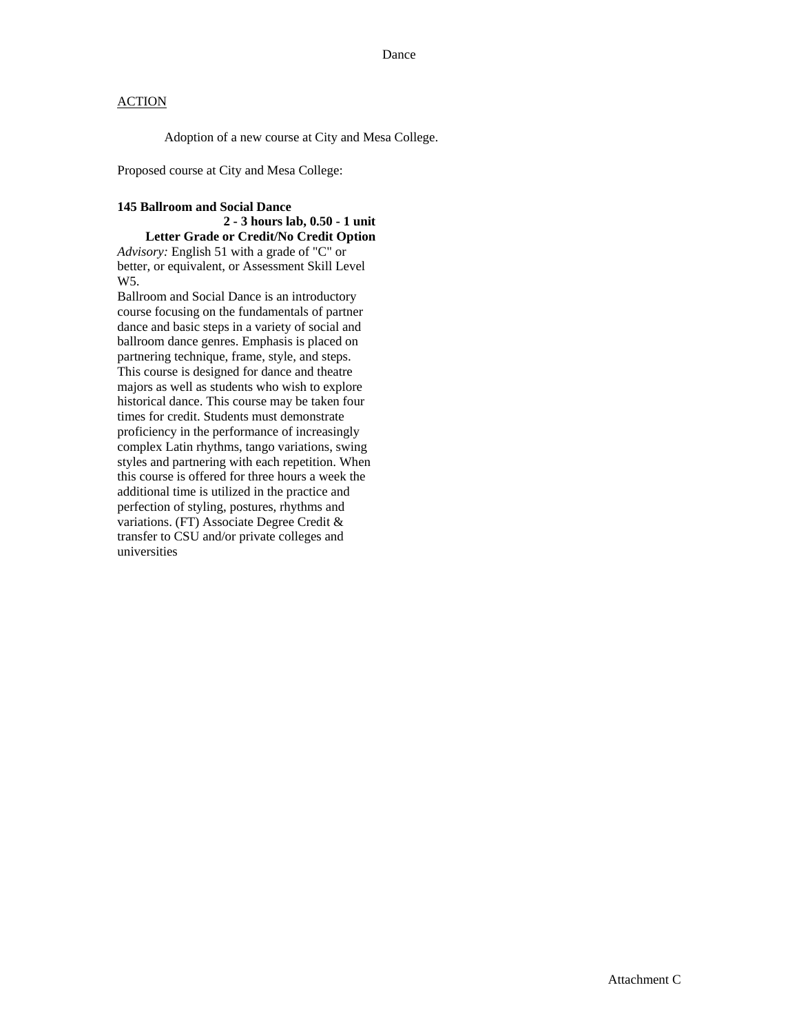## Dance

ACTION

Adoption of a new course at City and Mesa College.

Proposed course at City and Mesa College:

**145 Ballroom and Social Dance**
**2 - 3 hours lab, 0.50 - 1 unit**
**Letter Grade or Credit/No Credit Option**

*Advisory:* English 51 with a grade of "C" or better, or equivalent, or Assessment Skill Level W5.

Ballroom and Social Dance is an introductory course focusing on the fundamentals of partner dance and basic steps in a variety of social and ballroom dance genres. Emphasis is placed on partnering technique, frame, style, and steps. This course is designed for dance and theatre majors as well as students who wish to explore historical dance. This course may be taken four times for credit. Students must demonstrate proficiency in the performance of increasingly complex Latin rhythms, tango variations, swing styles and partnering with each repetition. When this course is offered for three hours a week the additional time is utilized in the practice and perfection of styling, postures, rhythms and variations. (FT) Associate Degree Credit & transfer to CSU and/or private colleges and universities

Attachment C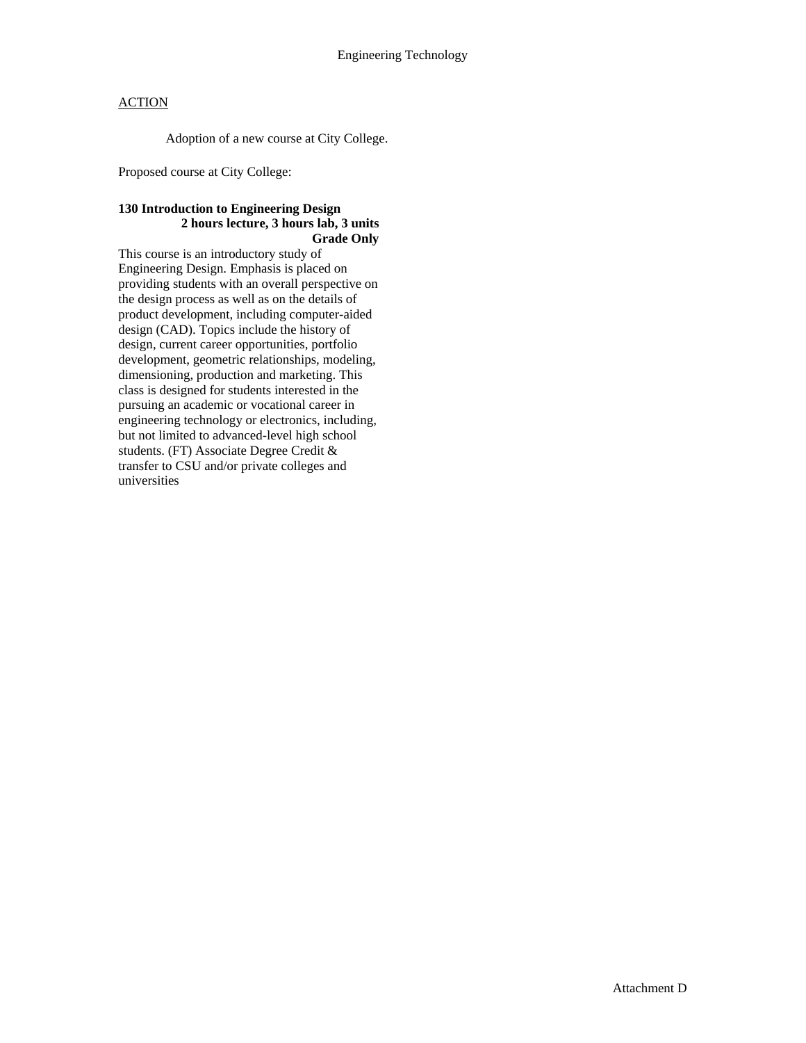Engineering Technology

ACTION

Adoption of a new course at City College.

Proposed course at City College:

**130 Introduction to Engineering Design**
**2 hours lecture, 3 hours lab, 3 units**
**Grade Only**

This course is an introductory study of Engineering Design. Emphasis is placed on providing students with an overall perspective on the design process as well as on the details of product development, including computer-aided design (CAD). Topics include the history of design, current career opportunities, portfolio development, geometric relationships, modeling, dimensioning, production and marketing. This class is designed for students interested in the pursuing an academic or vocational career in engineering technology or electronics, including, but not limited to advanced-level high school students. (FT) Associate Degree Credit & transfer to CSU and/or private colleges and universities

Attachment D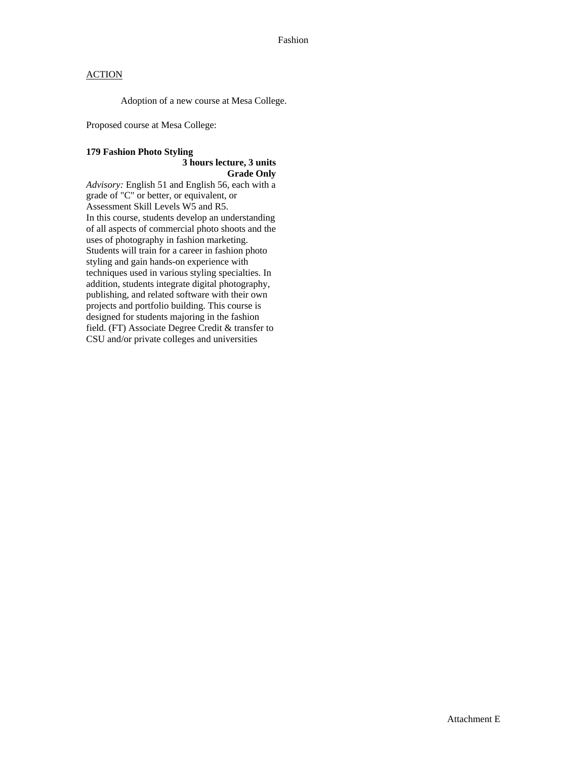Fashion

ACTION

Adoption of a new course at Mesa College.

Proposed course at Mesa College:

**179 Fashion Photo Styling**

**3 hours lecture, 3 units**
**Grade Only**

*Advisory:* English 51 and English 56, each with a grade of "C" or better, or equivalent, or Assessment Skill Levels W5 and R5.
In this course, students develop an understanding of all aspects of commercial photo shoots and the uses of photography in fashion marketing. Students will train for a career in fashion photo styling and gain hands-on experience with techniques used in various styling specialties. In addition, students integrate digital photography, publishing, and related software with their own projects and portfolio building. This course is designed for students majoring in the fashion field. (FT) Associate Degree Credit & transfer to CSU and/or private colleges and universities

Attachment E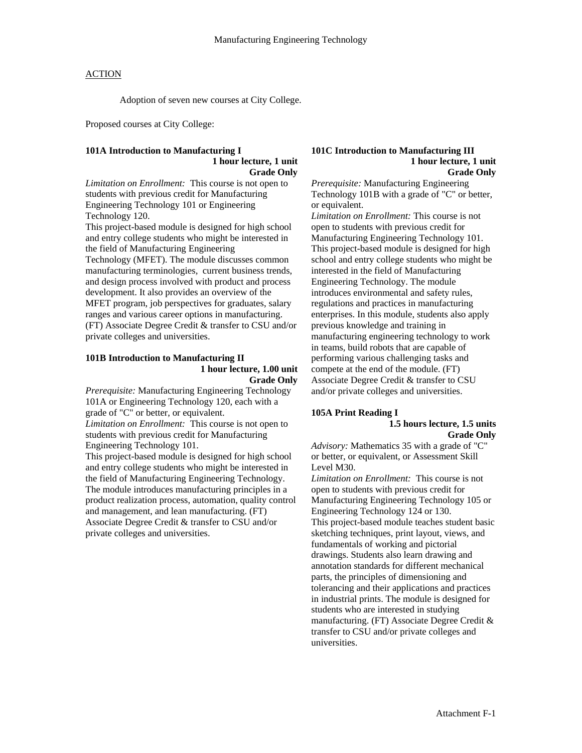Manufacturing Engineering Technology

ACTION

Adoption of seven new courses at City College.

Proposed courses at City College:

**101A Introduction to Manufacturing I**
**1 hour lecture, 1 unit**
**Grade Only**

*Limitation on Enrollment:* This course is not open to students with previous credit for Manufacturing Engineering Technology 101 or Engineering Technology 120.

This project-based module is designed for high school and entry college students who might be interested in the field of Manufacturing Engineering Technology (MFET). The module discusses common manufacturing terminologies, current business trends, and design process involved with product and process development. It also provides an overview of the MFET program, job perspectives for graduates, salary ranges and various career options in manufacturing. (FT) Associate Degree Credit & transfer to CSU and/or private colleges and universities.

**101B Introduction to Manufacturing II**
**1 hour lecture, 1.00 unit**
**Grade Only**

*Prerequisite:* Manufacturing Engineering Technology 101A or Engineering Technology 120, each with a grade of "C" or better, or equivalent.

*Limitation on Enrollment:* This course is not open to students with previous credit for Manufacturing Engineering Technology 101.

This project-based module is designed for high school and entry college students who might be interested in the field of Manufacturing Engineering Technology. The module introduces manufacturing principles in a product realization process, automation, quality control and management, and lean manufacturing. (FT) Associate Degree Credit & transfer to CSU and/or private colleges and universities.

**101C Introduction to Manufacturing III**
**1 hour lecture, 1 unit**
**Grade Only**

*Prerequisite:* Manufacturing Engineering Technology 101B with a grade of "C" or better, or equivalent.

*Limitation on Enrollment:* This course is not open to students with previous credit for Manufacturing Engineering Technology 101.

This project-based module is designed for high school and entry college students who might be interested in the field of Manufacturing Engineering Technology. The module introduces environmental and safety rules, regulations and practices in manufacturing enterprises. In this module, students also apply previous knowledge and training in manufacturing engineering technology to work in teams, build robots that are capable of performing various challenging tasks and compete at the end of the module. (FT) Associate Degree Credit & transfer to CSU and/or private colleges and universities.

**105A Print Reading I**
**1.5 hours lecture, 1.5 units**
**Grade Only**

*Advisory:* Mathematics 35 with a grade of "C" or better, or equivalent, or Assessment Skill Level M30.

*Limitation on Enrollment:* This course is not open to students with previous credit for Manufacturing Engineering Technology 105 or Engineering Technology 124 or 130.

This project-based module teaches student basic sketching techniques, print layout, views, and fundamentals of working and pictorial drawings. Students also learn drawing and annotation standards for different mechanical parts, the principles of dimensioning and tolerancing and their applications and practices in industrial prints. The module is designed for students who are interested in studying manufacturing. (FT) Associate Degree Credit & transfer to CSU and/or private colleges and universities.

Attachment F-1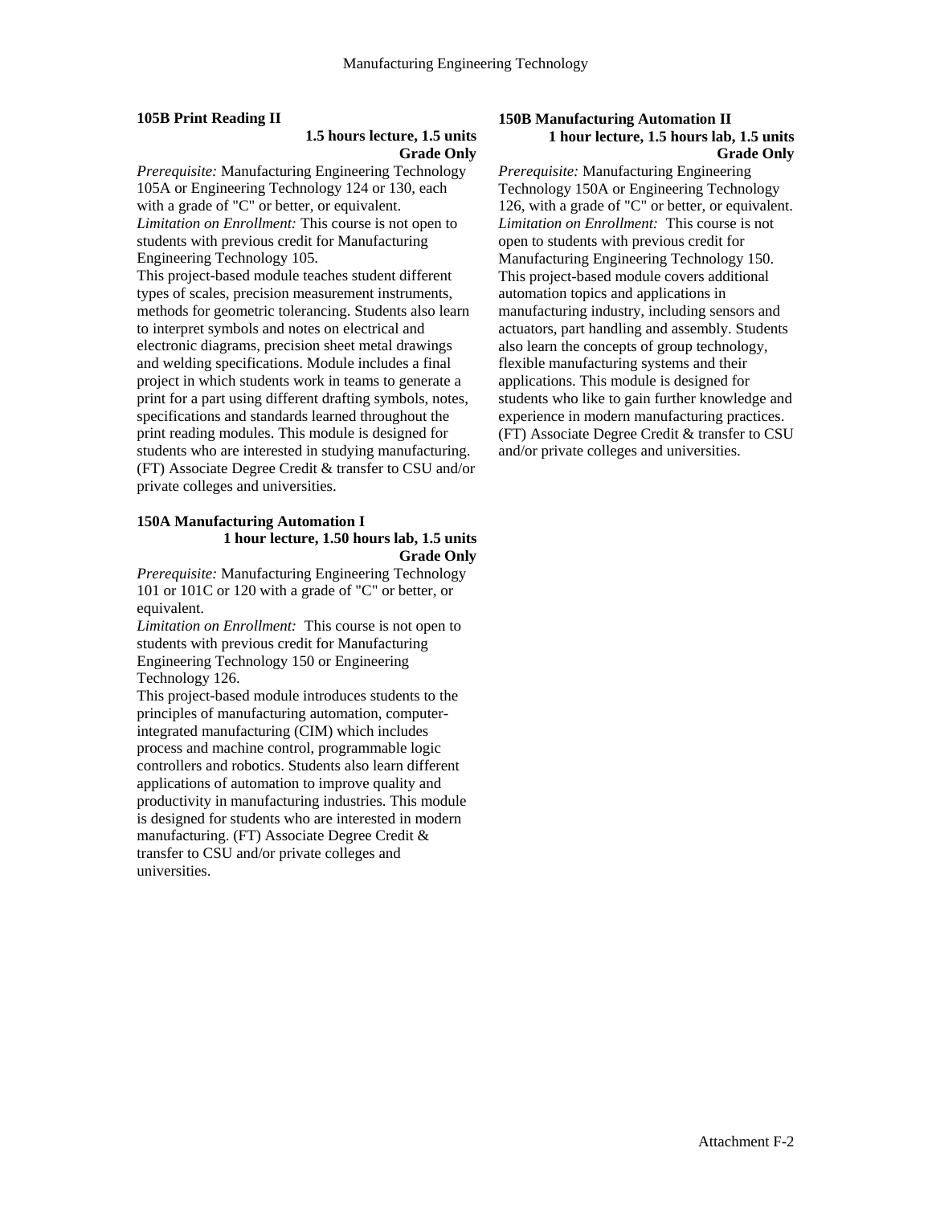**105B Print Reading II**

**1.5 hours lecture, 1.5 units**
**Grade Only**

*Prerequisite:* Manufacturing Engineering Technology 105A or Engineering Technology 124 or 130, each with a grade of "C" or better, or equivalent.
*Limitation on Enrollment:* This course is not open to students with previous credit for Manufacturing Engineering Technology 105.
This project-based module teaches student different types of scales, precision measurement instruments, methods for geometric tolerancing. Students also learn to interpret symbols and notes on electrical and electronic diagrams, precision sheet metal drawings and welding specifications. Module includes a final project in which students work in teams to generate a print for a part using different drafting symbols, notes, specifications and standards learned throughout the print reading modules. This module is designed for students who are interested in studying manufacturing. (FT) Associate Degree Credit & transfer to CSU and/or private colleges and universities.

**150A Manufacturing Automation I**

**1 hour lecture, 1.50 hours lab, 1.5 units**
**Grade Only**

*Prerequisite:* Manufacturing Engineering Technology 101 or 101C or 120 with a grade of "C" or better, or equivalent.
*Limitation on Enrollment:* This course is not open to students with previous credit for Manufacturing Engineering Technology 150 or Engineering Technology 126.
This project-based module introduces students to the principles of manufacturing automation, computer-integrated manufacturing (CIM) which includes process and machine control, programmable logic controllers and robotics. Students also learn different applications of automation to improve quality and productivity in manufacturing industries. This module is designed for students who are interested in modern manufacturing. (FT) Associate Degree Credit & transfer to CSU and/or private colleges and universities.

**150B Manufacturing Automation II**

**1 hour lecture, 1.5 hours lab, 1.5 units**
**Grade Only**

*Prerequisite:* Manufacturing Engineering Technology 150A or Engineering Technology 126, with a grade of "C" or better, or equivalent.
*Limitation on Enrollment:* This course is not open to students with previous credit for Manufacturing Engineering Technology 150.
This project-based module covers additional automation topics and applications in manufacturing industry, including sensors and actuators, part handling and assembly. Students also learn the concepts of group technology, flexible manufacturing systems and their applications. This module is designed for students who like to gain further knowledge and experience in modern manufacturing practices. (FT) Associate Degree Credit & transfer to CSU and/or private colleges and universities.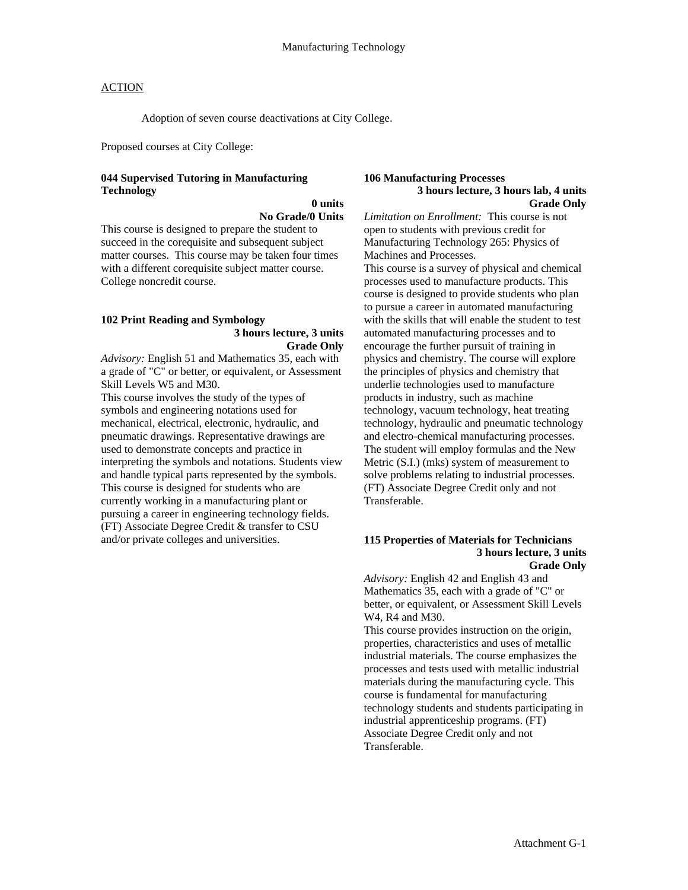# Manufacturing Technology

ACTION

Adoption of seven course deactivations at City College.

Proposed courses at City College:

**044 Supervised Tutoring in Manufacturing Technology**
**0 units**
**No Grade/0 Units**

This course is designed to prepare the student to succeed in the corequisite and subsequent subject matter courses. This course may be taken four times with a different corequisite subject matter course. College noncredit course.

**102 Print Reading and Symbology**
**3 hours lecture, 3 units**
**Grade Only**

*Advisory:* English 51 and Mathematics 35, each with a grade of "C" or better, or equivalent, or Assessment Skill Levels W5 and M30.

This course involves the study of the types of symbols and engineering notations used for mechanical, electrical, electronic, hydraulic, and pneumatic drawings. Representative drawings are used to demonstrate concepts and practice in interpreting the symbols and notations. Students view and handle typical parts represented by the symbols. This course is designed for students who are currently working in a manufacturing plant or pursuing a career in engineering technology fields. (FT) Associate Degree Credit & transfer to CSU and/or private colleges and universities.

**106 Manufacturing Processes**
**3 hours lecture, 3 hours lab, 4 units**
**Grade Only**

*Limitation on Enrollment:* This course is not open to students with previous credit for Manufacturing Technology 265: Physics of Machines and Processes.

This course is a survey of physical and chemical processes used to manufacture products. This course is designed to provide students who plan to pursue a career in automated manufacturing with the skills that will enable the student to test automated manufacturing processes and to encourage the further pursuit of training in physics and chemistry. The course will explore the principles of physics and chemistry that underlie technologies used to manufacture products in industry, such as machine technology, vacuum technology, heat treating technology, hydraulic and pneumatic technology and electro-chemical manufacturing processes. The student will employ formulas and the New Metric (S.I.) (mks) system of measurement to solve problems relating to industrial processes. (FT) Associate Degree Credit only and not Transferable.

**115 Properties of Materials for Technicians**
**3 hours lecture, 3 units**
**Grade Only**

*Advisory:* English 42 and English 43 and Mathematics 35, each with a grade of "C" or better, or equivalent, or Assessment Skill Levels W4, R4 and M30.

This course provides instruction on the origin, properties, characteristics and uses of metallic industrial materials. The course emphasizes the processes and tests used with metallic industrial materials during the manufacturing cycle. This course is fundamental for manufacturing technology students and students participating in industrial apprenticeship programs. (FT) Associate Degree Credit only and not Transferable.

Attachment G-1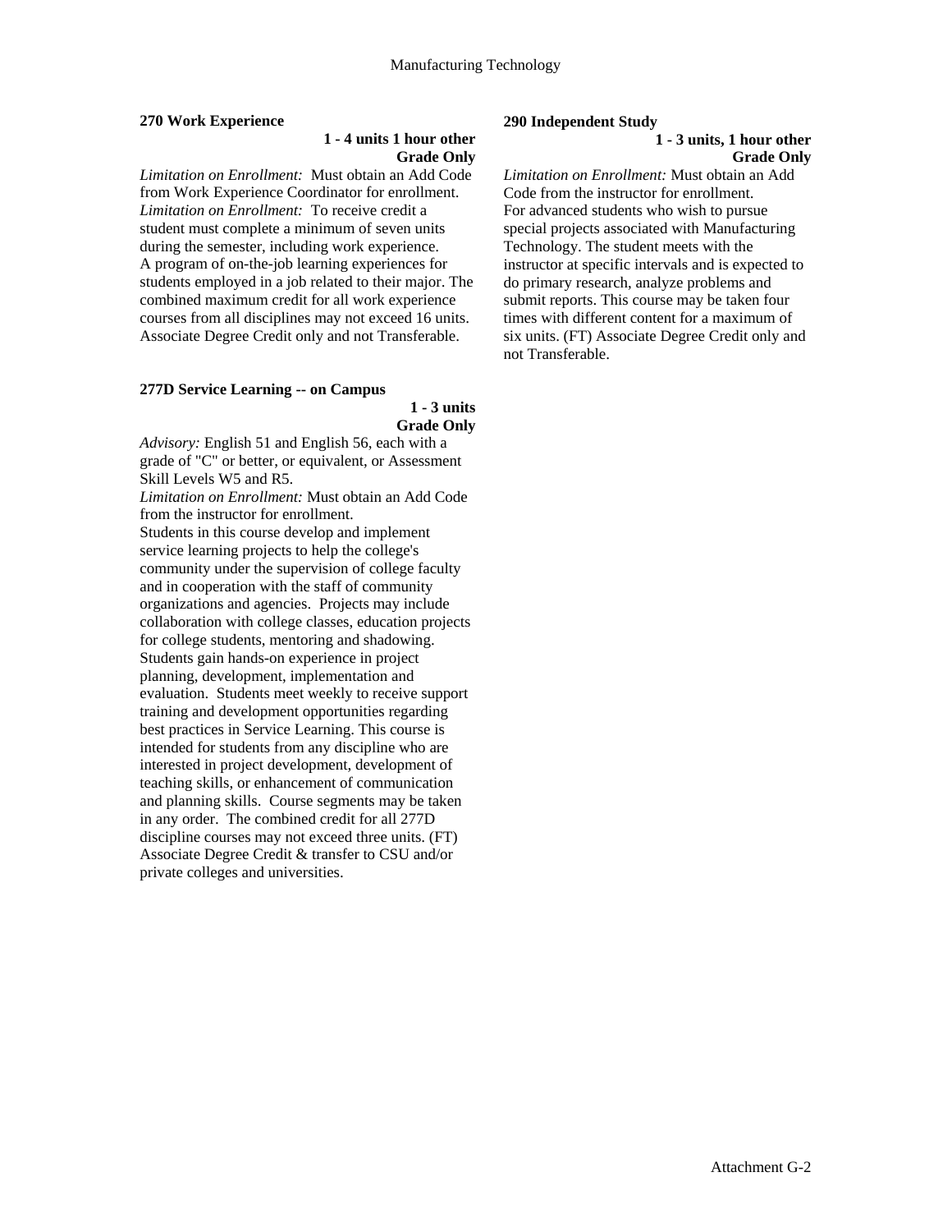**270 Work Experience**

**1 - 4 units 1 hour other**
**Grade Only**

*Limitation on Enrollment:* Must obtain an Add Code from Work Experience Coordinator for enrollment.
*Limitation on Enrollment:* To receive credit a student must complete a minimum of seven units during the semester, including work experience.
A program of on-the-job learning experiences for students employed in a job related to their major. The combined maximum credit for all work experience courses from all disciplines may not exceed 16 units. Associate Degree Credit only and not Transferable.

**277D Service Learning -- on Campus**

**1 - 3 units**
**Grade Only**

*Advisory:* English 51 and English 56, each with a grade of "C" or better, or equivalent, or Assessment Skill Levels W5 and R5.
*Limitation on Enrollment:* Must obtain an Add Code from the instructor for enrollment.
Students in this course develop and implement service learning projects to help the college's community under the supervision of college faculty and in cooperation with the staff of community organizations and agencies. Projects may include collaboration with college classes, education projects for college students, mentoring and shadowing. Students gain hands-on experience in project planning, development, implementation and evaluation. Students meet weekly to receive support training and development opportunities regarding best practices in Service Learning. This course is intended for students from any discipline who are interested in project development, development of teaching skills, or enhancement of communication and planning skills. Course segments may be taken in any order. The combined credit for all 277D discipline courses may not exceed three units. (FT) Associate Degree Credit & transfer to CSU and/or private colleges and universities.

**290 Independent Study**

**1 - 3 units, 1 hour other**
**Grade Only**

*Limitation on Enrollment:* Must obtain an Add Code from the instructor for enrollment.
For advanced students who wish to pursue special projects associated with Manufacturing Technology. The student meets with the instructor at specific intervals and is expected to do primary research, analyze problems and submit reports. This course may be taken four times with different content for a maximum of six units. (FT) Associate Degree Credit only and not Transferable.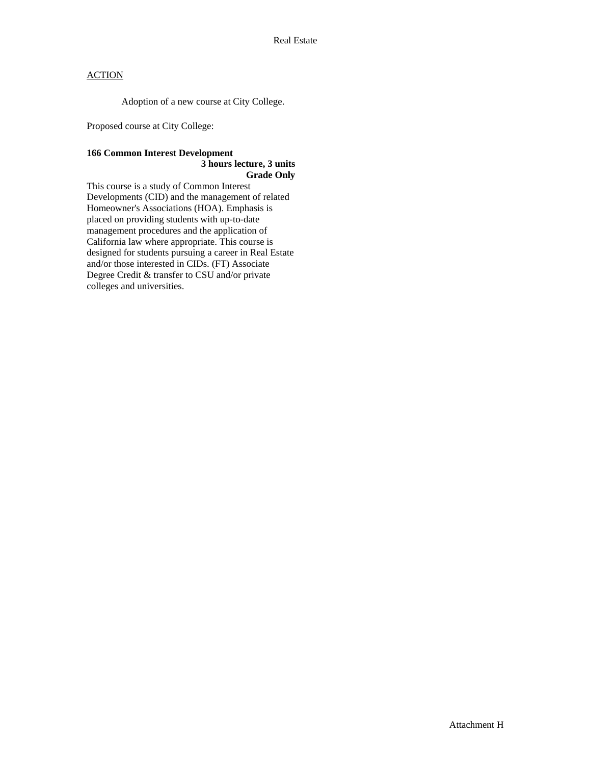Real Estate

ACTION

Adoption of a new course at City College.

Proposed course at City College:

**166 Common Interest Development**

**3 hours lecture, 3 units**

**Grade Only**

This course is a study of Common Interest Developments (CID) and the management of related Homeowner's Associations (HOA). Emphasis is placed on providing students with up-to-date management procedures and the application of California law where appropriate. This course is designed for students pursuing a career in Real Estate and/or those interested in CIDs. (FT) Associate Degree Credit & transfer to CSU and/or private colleges and universities.

Attachment H